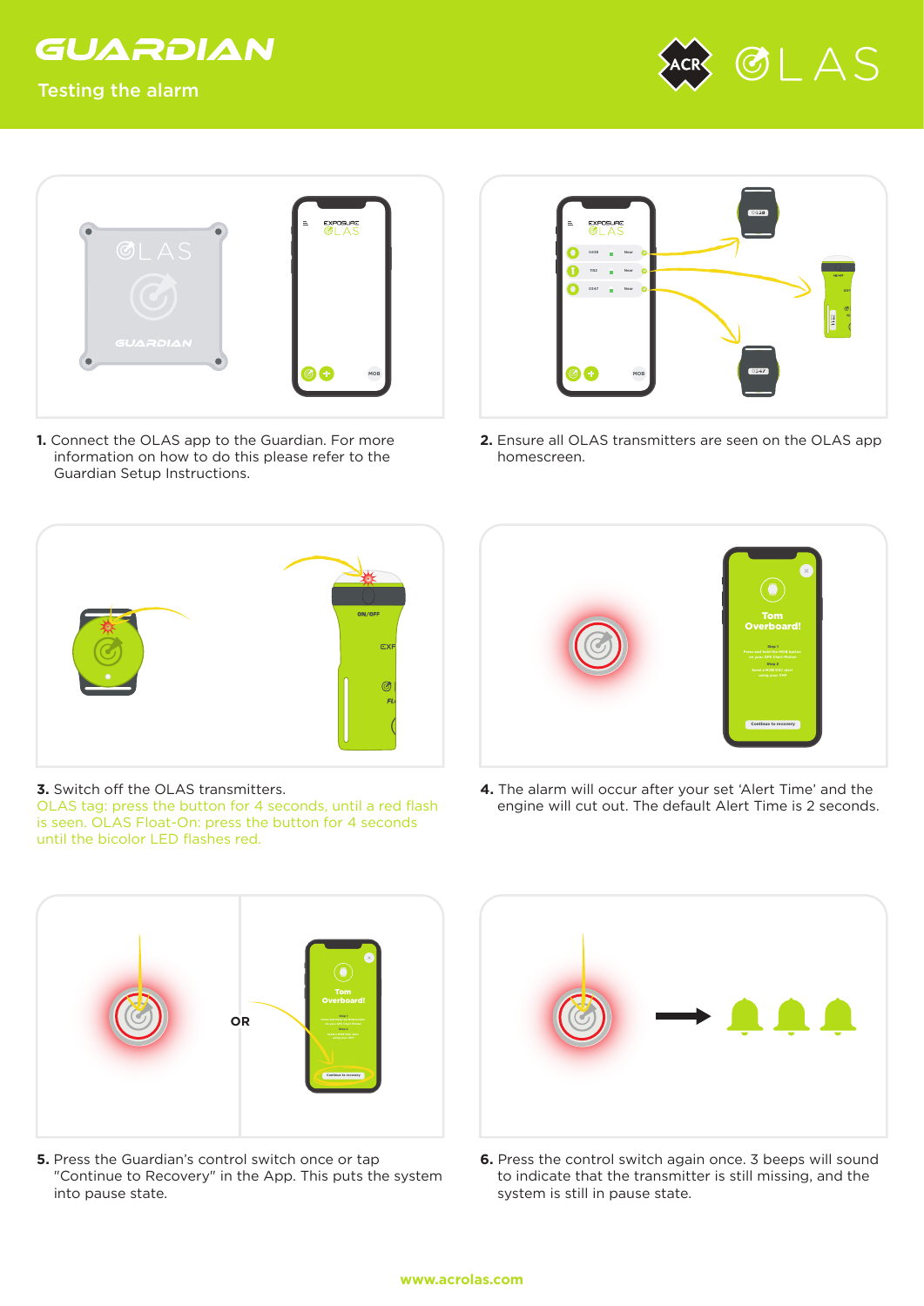# GUARDIAN

## Testing the alarm

ACR OLAS

**1.** Connect the OLAS app to the Guardian. For more information on how to do this please refer to the Guardian Setup Instructions.

**2.** Ensure all OLAS transmitters are seen on the OLAS app homescreen.

**3.** Switch off the OLAS transmitters.
OLAS tag: press the button for 4 seconds, until a red flash is seen. OLAS Float-On: press the button for 4 seconds until the bicolor LED flashes red.

**4.** The alarm will occur after your set 'Alert Time' and the engine will cut out. The default Alert Time is 2 seconds.

**5.** Press the Guardian's control switch once or tap "Continue to Recovery" in the App. This puts the system into pause state.

**6.** Press the control switch again once. 3 beeps will sound to indicate that the transmitter is still missing, and the system is still in pause state.

www.acrolas.com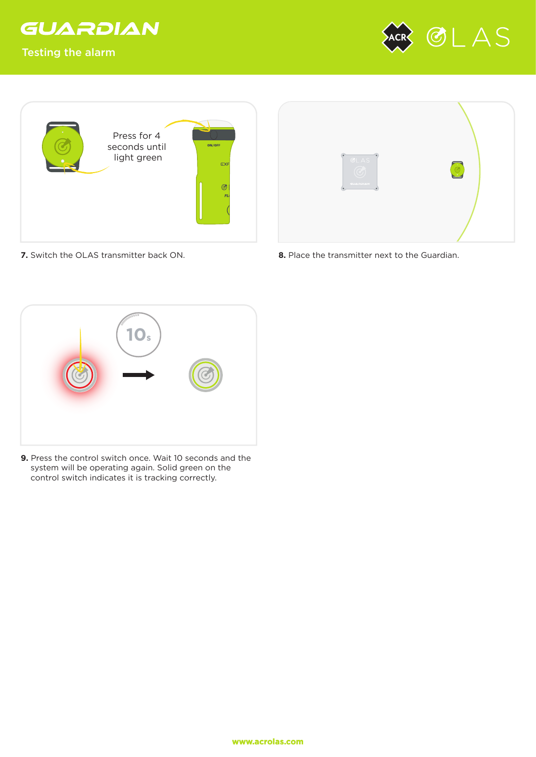# GUARDIAN

Testing the alarm

Press for 4 seconds until light green

**7.** Switch the OLAS transmitter back ON.

**8.** Place the transmitter next to the Guardian.

10s

**9.** Press the control switch once. Wait 10 seconds and the system will be operating again. Solid green on the control switch indicates it is tracking correctly.

www.acrolas.com